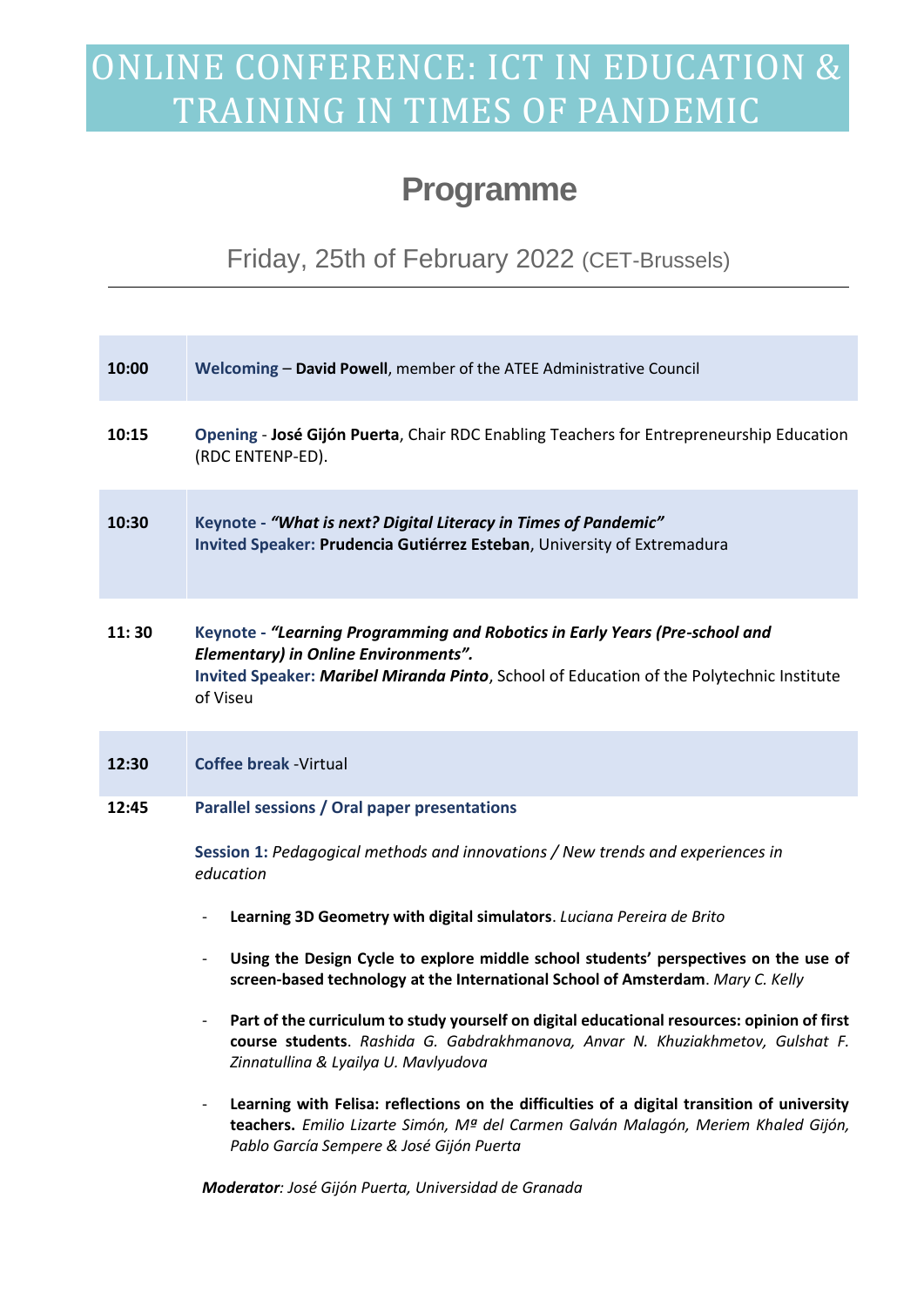# ONLINE CONFERENCE: ICT IN EDUCATION & TRAINING IN TIMES OF PANDEMIC

## Programme

### Friday, 25th of February 2022 (CET-Brussels)

---

| | |
|---|---|
| **10:00** | **Welcoming** – **David Powell**, member of the ATEE Administrative Council |
| **10:15** | **Opening** - **José Gijón Puerta**, Chair RDC Enabling Teachers for Entrepreneurship Education (RDC ENTENP-ED). |
| **10:30** | **Keynote** - ***"What is next? Digital Literacy in Times of Pandemic"***<br>**Invited Speaker: Prudencia Gutiérrez Esteban**, University of Extremadura |
| **11: 30** | **Keynote** - ***"Learning Programming and Robotics in Early Years (Pre-school and Elementary) in Online Environments".***<br>**Invited Speaker: *Maribel Miranda Pinto***, School of Education of the Polytechnic Institute of Viseu |
| **12:30** | **Coffee break** -Virtual |
| **12:45** | **Parallel sessions / Oral paper presentations** |

**Session 1:** *Pedagogical methods and innovations / New trends and experiences in education*

- **Learning 3D Geometry with digital simulators**. *Luciana Pereira de Brito*
- **Using the Design Cycle to explore middle school students' perspectives on the use of screen-based technology at the International School of Amsterdam**. *Mary C. Kelly*
- **Part of the curriculum to study yourself on digital educational resources: opinion of first course students**. *Rashida G. Gabdrakhmanova, Anvar N. Khuziakhmetov, Gulshat F. Zinnatullina & Lyailya U. Mavlyudova*
- **Learning with Felisa: reflections on the difficulties of a digital transition of university teachers.** *Emilio Lizarte Simón, Mª del Carmen Galván Malagón, Meriem Khaled Gijón, Pablo García Sempere & José Gijón Puerta*

***Moderator****: José Gijón Puerta, Universidad de Granada*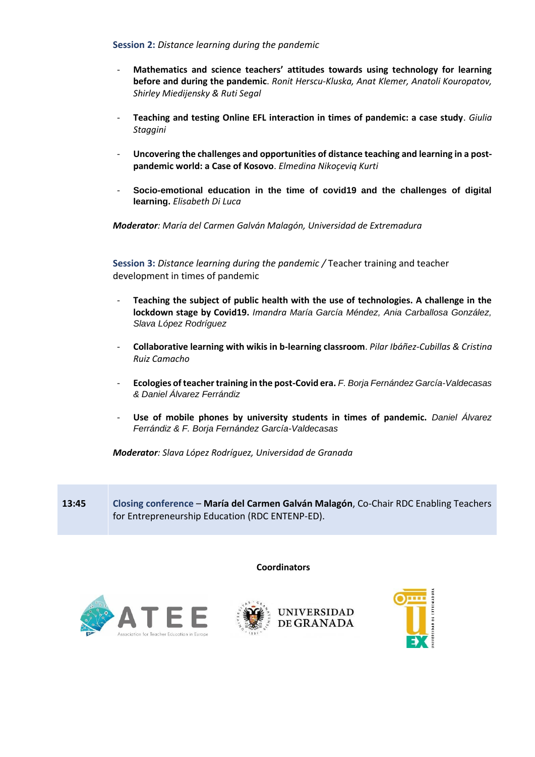**Session 2:** *Distance learning during the pandemic*

- **Mathematics and science teachers' attitudes towards using technology for learning before and during the pandemic**. *Ronit Herscu-Kluska, Anat Klemer, Anatoli Kouropatov, Shirley Miedijensky & Ruti Segal*

- **Teaching and testing Online EFL interaction in times of pandemic: a case study**. *Giulia Staggini*

- **Uncovering the challenges and opportunities of distance teaching and learning in a post-pandemic world: a Case of Kosovo**. *Elmedina Nikoçeviq Kurti*

- **Socio-emotional education in the time of covid19 and the challenges of digital learning.** *Elisabeth Di Luca*

***Moderator****: María del Carmen Galván Malagón, Universidad de Extremadura*

**Session 3:** *Distance learning during the pandemic /* Teacher training and teacher development in times of pandemic

- **Teaching the subject of public health with the use of technologies. A challenge in the lockdown stage by Covid19.** *Imandra María García Méndez, Ania Carballosa González, Slava López Rodríguez*

- **Collaborative learning with wikis in b-learning classroom**. *Pilar Ibáñez-Cubillas & Cristina Ruiz Camacho*

- **Ecologies of teacher training in the post-Covid era.** *F. Borja Fernández García-Valdecasas & Daniel Álvarez Ferrándiz*

- **Use of mobile phones by university students in times of pandemic.** *Daniel Álvarez Ferrándiz & F. Borja Fernández García-Valdecasas*

***Moderator****: Slava López Rodríguez, Universidad de Granada*

| | |
|---|---|
| **13:45** | **Closing conference** – **María del Carmen Galván Malagón**, Co-Chair RDC Enabling Teachers for Entrepreneurship Education (RDC ENTENP-ED). |

**Coordinators**

ATEE Association for Teacher Education in Europe

UNIVERSIDAD DE GRANADA

UNIVERSIDAD DE EXTREMADURA